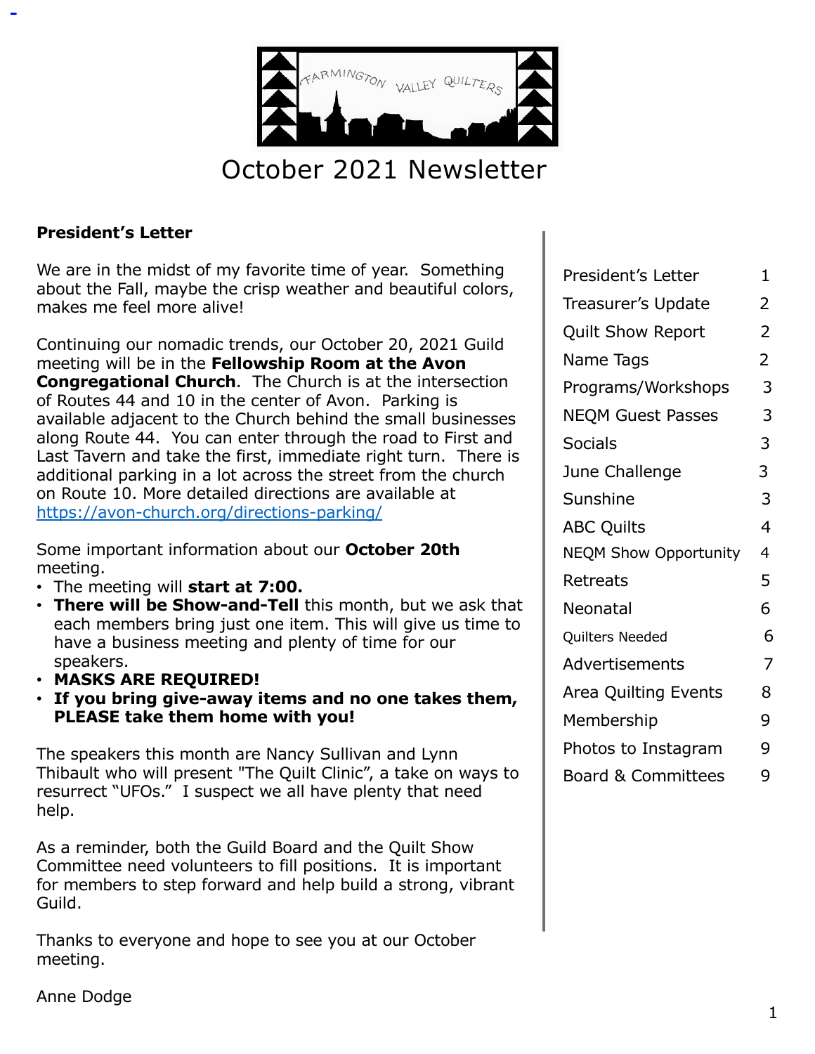# October 2021 Newsletter

## President's Letter

We are in the midst of my favorite time of year. Something about the Fall, maybe the crisp weather and beautiful colors, makes me feel more alive!

Continuing our nomadic trends, our October 20, 2021 Guild meeting will be in the **Fellowship Room at the Avon Congregational Church**. The Church is at the intersection of Routes 44 and 10 in the center of Avon. Parking is available adjacent to the Church behind the small businesses along Route 44. You can enter through the road to First and Last Tavern and take the first, immediate right turn. There is additional parking in a lot across the street from the church on Route 10. More detailed directions are available at https://avon-church.org/directions-parking/

Some important information about our **October 20th** meeting.

- The meeting will **start at 7:00.**
- **There will be Show-and-Tell** this month, but we ask that each members bring just one item. This will give us time to have a business meeting and plenty of time for our speakers.
- **MASKS ARE REQUIRED!**
- **If you bring give-away items and no one takes them, PLEASE take them home with you!**

The speakers this month are Nancy Sullivan and Lynn Thibault who will present "The Quilt Clinic", a take on ways to resurrect "UFOs." I suspect we all have plenty that need help.

As a reminder, both the Guild Board and the Quilt Show Committee need volunteers to fill positions. It is important for members to step forward and help build a strong, vibrant Guild.

Thanks to everyone and hope to see you at our October meeting.

Anne Dodge

| | |
|---|---|
| President's Letter | 1 |
| Treasurer's Update | 2 |
| Quilt Show Report | 2 |
| Name Tags | 2 |
| Programs/Workshops | 3 |
| NEQM Guest Passes | 3 |
| Socials | 3 |
| June Challenge | 3 |
| Sunshine | 3 |
| ABC Quilts | 4 |
| NEQM Show Opportunity | 4 |
| Retreats | 5 |
| Neonatal | 6 |
| Quilters Needed | 6 |
| Advertisements | 7 |
| Area Quilting Events | 8 |
| Membership | 9 |
| Photos to Instagram | 9 |
| Board & Committees | 9 |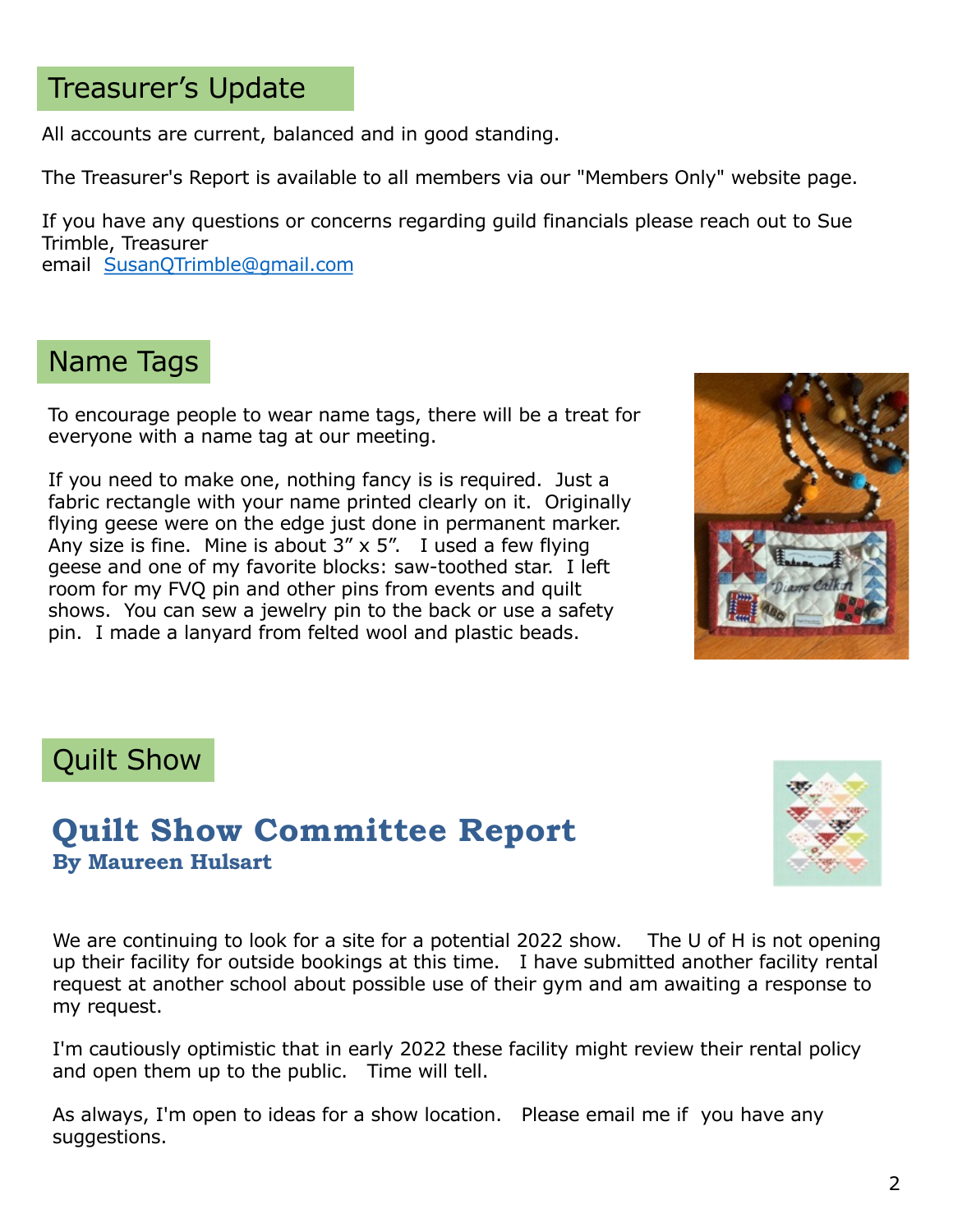## Treasurer's Update

All accounts are current, balanced and in good standing.

The Treasurer's Report is available to all members via our "Members Only" website page.

If you have any questions or concerns regarding guild financials please reach out to Sue Trimble, Treasurer
email SusanQTrimble@gmail.com

## Name Tags

To encourage people to wear name tags, there will be a treat for everyone with a name tag at our meeting.

If you need to make one, nothing fancy is is required. Just a fabric rectangle with your name printed clearly on it. Originally flying geese were on the edge just done in permanent marker. Any size is fine. Mine is about 3" x 5". I used a few flying geese and one of my favorite blocks: saw-toothed star. I left room for my FVQ pin and other pins from events and quilt shows. You can sew a jewelry pin to the back or use a safety pin. I made a lanyard from felted wool and plastic beads.

## Quilt Show

### Quilt Show Committee Report

**By Maureen Hulsart**

We are continuing to look for a site for a potential 2022 show. The U of H is not opening up their facility for outside bookings at this time. I have submitted another facility rental request at another school about possible use of their gym and am awaiting a response to my request.

I'm cautiously optimistic that in early 2022 these facility might review their rental policy and open them up to the public. Time will tell.

As always, I'm open to ideas for a show location. Please email me if you have any suggestions.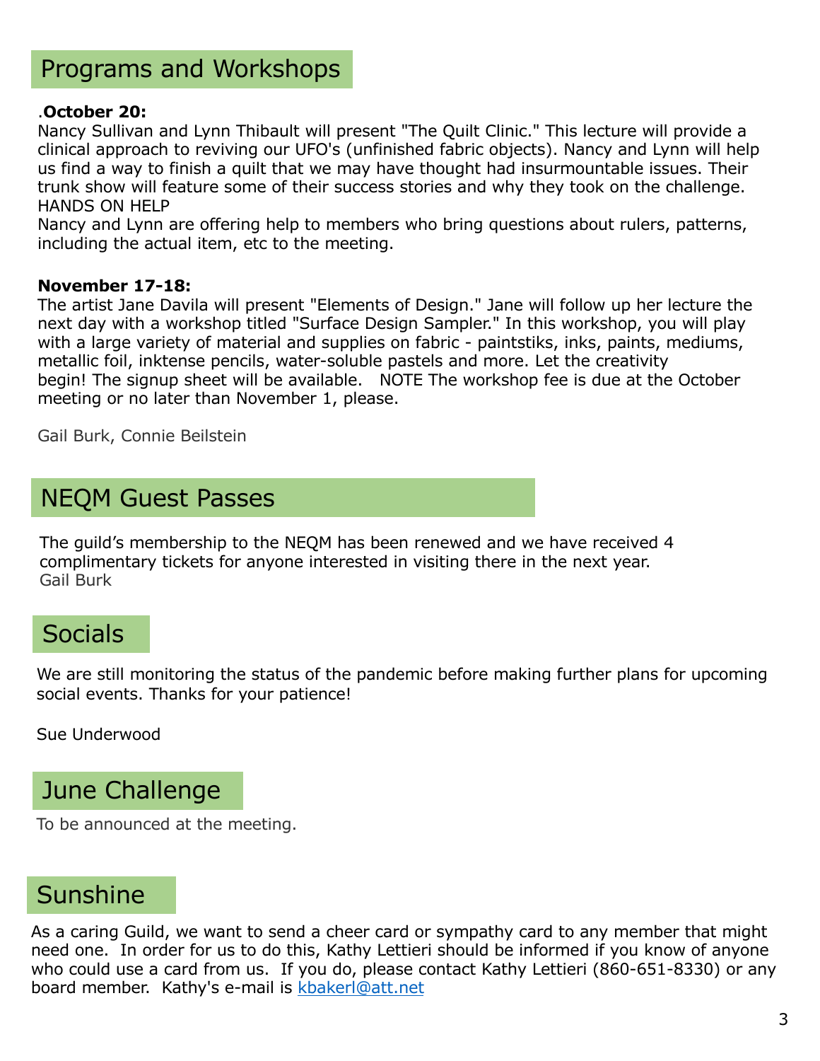## Programs and Workshops

.**October 20:**
Nancy Sullivan and Lynn Thibault will present "The Quilt Clinic." This lecture will provide a clinical approach to reviving our UFO's (unfinished fabric objects). Nancy and Lynn will help us find a way to finish a quilt that we may have thought had insurmountable issues. Their trunk show will feature some of their success stories and why they took on the challenge.
HANDS ON HELP
Nancy and Lynn are offering help to members who bring questions about rulers, patterns, including the actual item, etc to the meeting.

**November 17-18:**
The artist Jane Davila will present "Elements of Design." Jane will follow up her lecture the next day with a workshop titled "Surface Design Sampler." In this workshop, you will play with a large variety of material and supplies on fabric - paintstiks, inks, paints, mediums, metallic foil, inktense pencils, water-soluble pastels and more. Let the creativity begin! The signup sheet will be available. NOTE The workshop fee is due at the October meeting or no later than November 1, please.

Gail Burk, Connie Beilstein

## NEQM Guest Passes

The guild's membership to the NEQM has been renewed and we have received 4 complimentary tickets for anyone interested in visiting there in the next year.
Gail Burk

## Socials

We are still monitoring the status of the pandemic before making further plans for upcoming social events. Thanks for your patience!

Sue Underwood

## June Challenge

To be announced at the meeting.

## Sunshine

As a caring Guild, we want to send a cheer card or sympathy card to any member that might need one. In order for us to do this, Kathy Lettieri should be informed if you know of anyone who could use a card from us. If you do, please contact Kathy Lettieri (860-651-8330) or any board member. Kathy's e-mail is kbakerl@att.net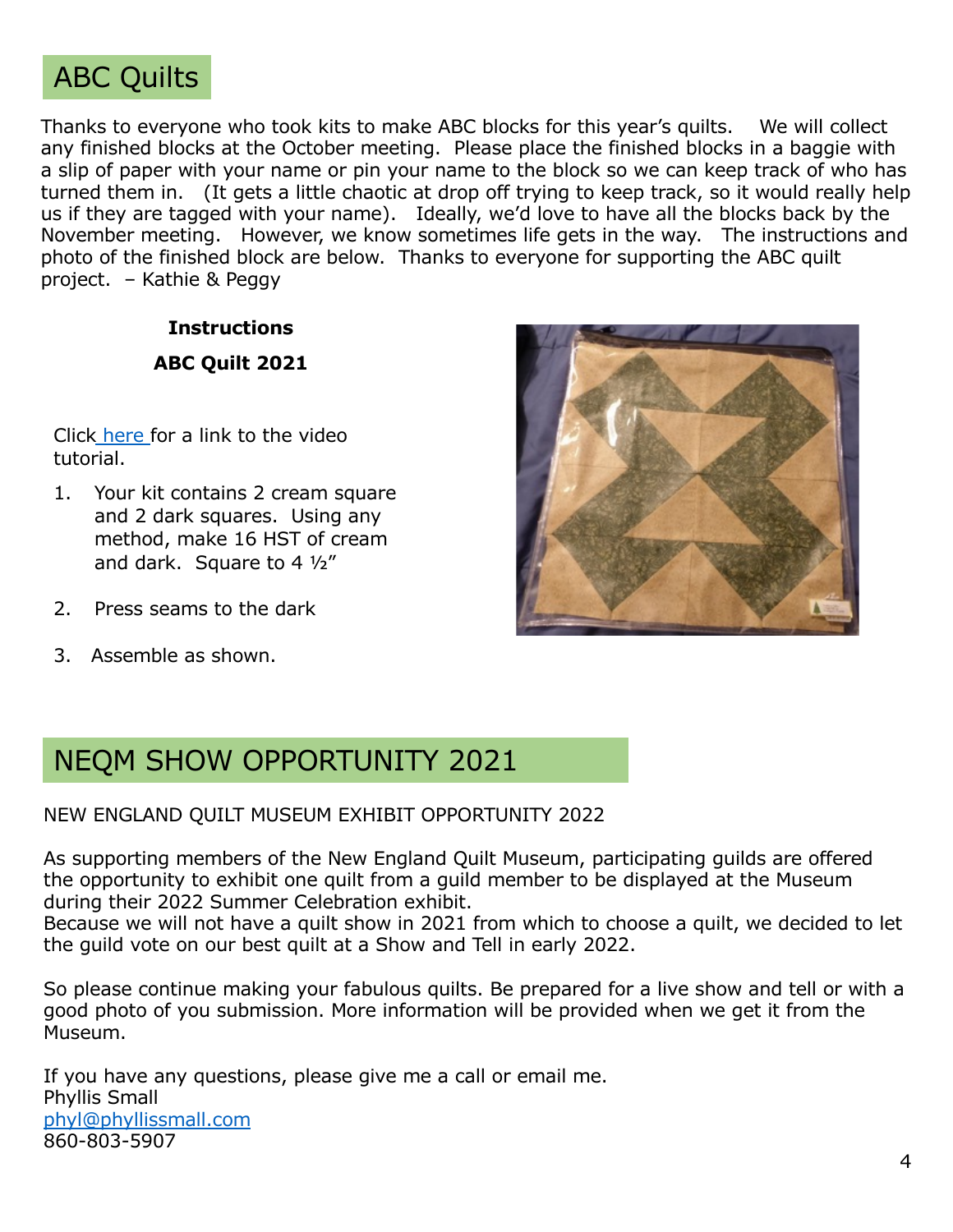## ABC Quilts

Thanks to everyone who took kits to make ABC blocks for this year's quilts. We will collect any finished blocks at the October meeting. Please place the finished blocks in a baggie with a slip of paper with your name or pin your name to the block so we can keep track of who has turned them in. (It gets a little chaotic at drop off trying to keep track, so it would really help us if they are tagged with your name). Ideally, we'd love to have all the blocks back by the November meeting. However, we know sometimes life gets in the way. The instructions and photo of the finished block are below. Thanks to everyone for supporting the ABC quilt project. – Kathie & Peggy

**Instructions**

**ABC Quilt 2021**

Click [here](#) for a link to the video tutorial.

1. Your kit contains 2 cream square and 2 dark squares. Using any method, make 16 HST of cream and dark. Square to 4 ½"
2. Press seams to the dark
3. Assemble as shown.

## NEQM SHOW OPPORTUNITY 2021

NEW ENGLAND QUILT MUSEUM EXHIBIT OPPORTUNITY 2022

As supporting members of the New England Quilt Museum, participating guilds are offered the opportunity to exhibit one quilt from a guild member to be displayed at the Museum during their 2022 Summer Celebration exhibit.
Because we will not have a quilt show in 2021 from which to choose a quilt, we decided to let the guild vote on our best quilt at a Show and Tell in early 2022.

So please continue making your fabulous quilts. Be prepared for a live show and tell or with a good photo of you submission. More information will be provided when we get it from the Museum.

If you have any questions, please give me a call or email me.
Phyllis Small
phyl@phyllissmall.com
860-803-5907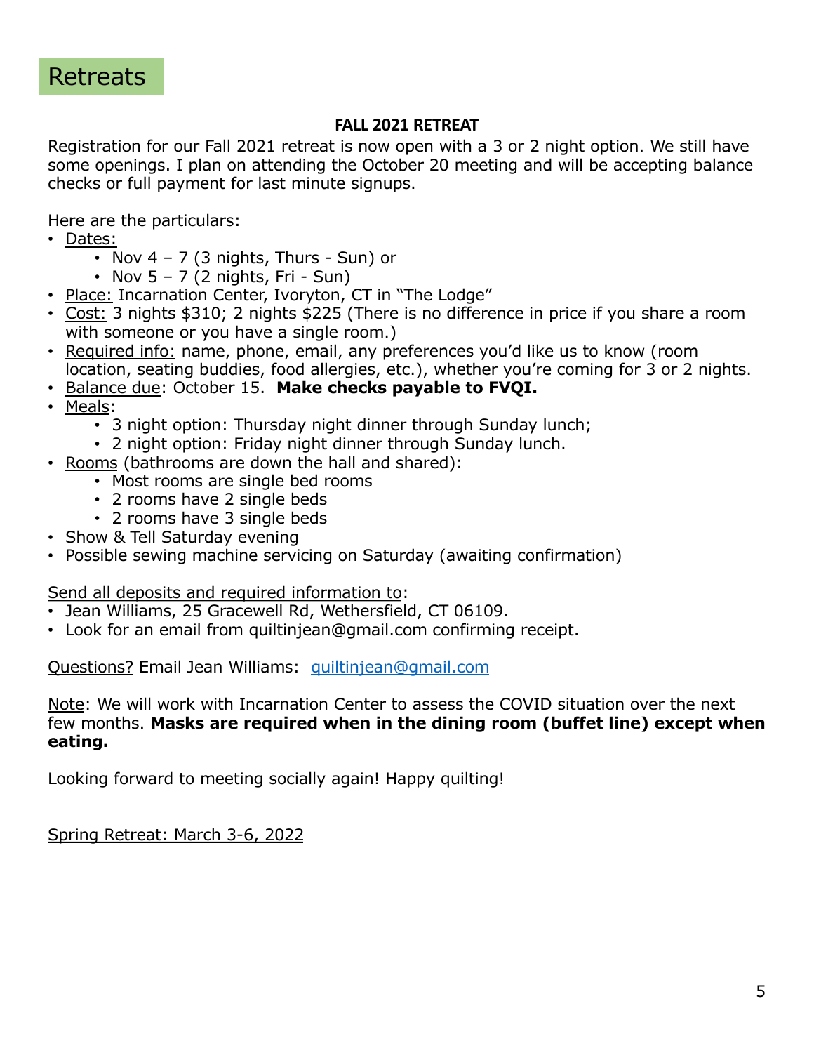# Retreats

## FALL 2021 RETREAT

Registration for our Fall 2021 retreat is now open with a 3 or 2 night option. We still have some openings. I plan on attending the October 20 meeting and will be accepting balance checks or full payment for last minute signups.

Here are the particulars:

- Dates:
  - Nov 4 – 7 (3 nights, Thurs - Sun) or
  - Nov 5 – 7 (2 nights, Fri - Sun)
- Place: Incarnation Center, Ivoryton, CT in "The Lodge"
- Cost: 3 nights $310; 2 nights $225 (There is no difference in price if you share a room with someone or you have a single room.)
- Required info: name, phone, email, any preferences you'd like us to know (room location, seating buddies, food allergies, etc.), whether you're coming for 3 or 2 nights.
- Balance due: October 15. **Make checks payable to FVQI.**
- Meals:
  - 3 night option: Thursday night dinner through Sunday lunch;
  - 2 night option: Friday night dinner through Sunday lunch.
- Rooms (bathrooms are down the hall and shared):
  - Most rooms are single bed rooms
  - 2 rooms have 2 single beds
  - 2 rooms have 3 single beds
- Show & Tell Saturday evening
- Possible sewing machine servicing on Saturday (awaiting confirmation)

Send all deposits and required information to:

- Jean Williams, 25 Gracewell Rd, Wethersfield, CT 06109.
- Look for an email from quiltinjean@gmail.com confirming receipt.

Questions? Email Jean Williams: quiltinjean@gmail.com

Note: We will work with Incarnation Center to assess the COVID situation over the next few months. **Masks are required when in the dining room (buffet line) except when eating.**

Looking forward to meeting socially again! Happy quilting!

Spring Retreat: March 3-6, 2022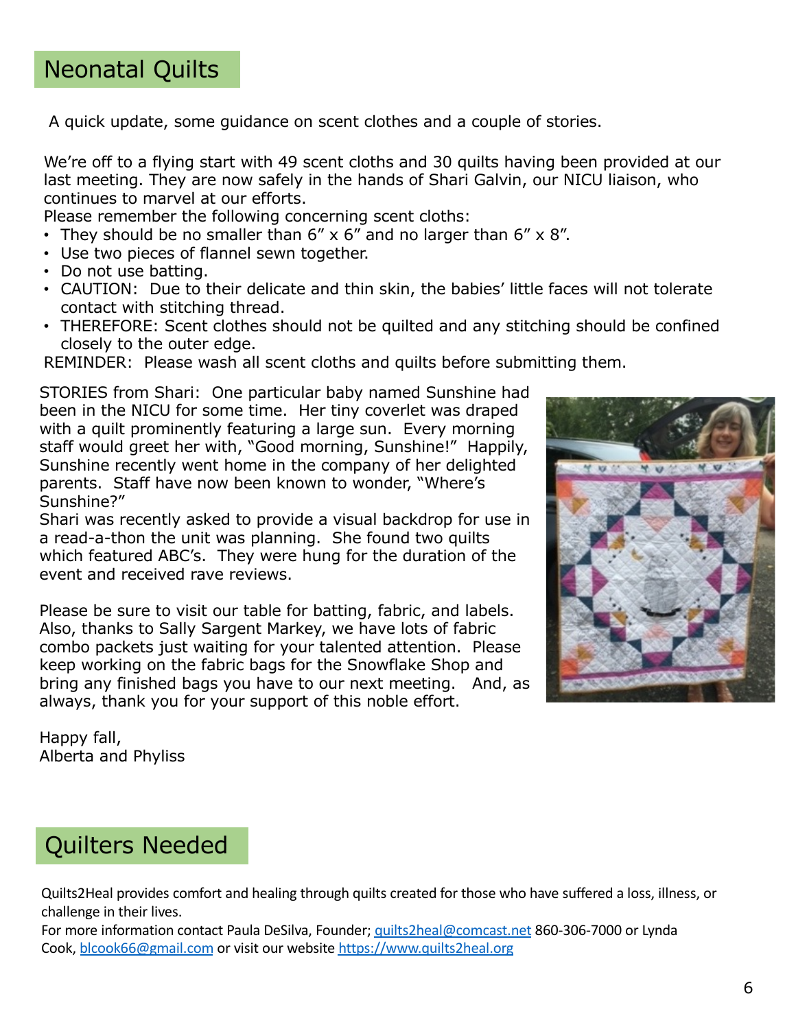## Neonatal Quilts

A quick update, some guidance on scent clothes and a couple of stories.

We're off to a flying start with 49 scent cloths and 30 quilts having been provided at our last meeting. They are now safely in the hands of Shari Galvin, our NICU liaison, who continues to marvel at our efforts.

Please remember the following concerning scent cloths:

- They should be no smaller than 6" x 6" and no larger than 6" x 8".
- Use two pieces of flannel sewn together.
- Do not use batting.
- CAUTION: Due to their delicate and thin skin, the babies' little faces will not tolerate contact with stitching thread.
- THEREFORE: Scent clothes should not be quilted and any stitching should be confined closely to the outer edge.

REMINDER: Please wash all scent cloths and quilts before submitting them.

STORIES from Shari: One particular baby named Sunshine had been in the NICU for some time. Her tiny coverlet was draped with a quilt prominently featuring a large sun. Every morning staff would greet her with, "Good morning, Sunshine!" Happily, Sunshine recently went home in the company of her delighted parents. Staff have now been known to wonder, "Where's Sunshine?"

Shari was recently asked to provide a visual backdrop for use in a read-a-thon the unit was planning. She found two quilts which featured ABC's. They were hung for the duration of the event and received rave reviews.

Please be sure to visit our table for batting, fabric, and labels. Also, thanks to Sally Sargent Markey, we have lots of fabric combo packets just waiting for your talented attention. Please keep working on the fabric bags for the Snowflake Shop and bring any finished bags you have to our next meeting. And, as always, thank you for your support of this noble effort.

Happy fall,
Alberta and Phyliss

## Quilters Needed

Quilts2Heal provides comfort and healing through quilts created for those who have suffered a loss, illness, or challenge in their lives.

For more information contact Paula DeSilva, Founder; quilts2heal@comcast.net 860-306-7000 or Lynda Cook, blcook66@gmail.com or visit our website https://www.quilts2heal.org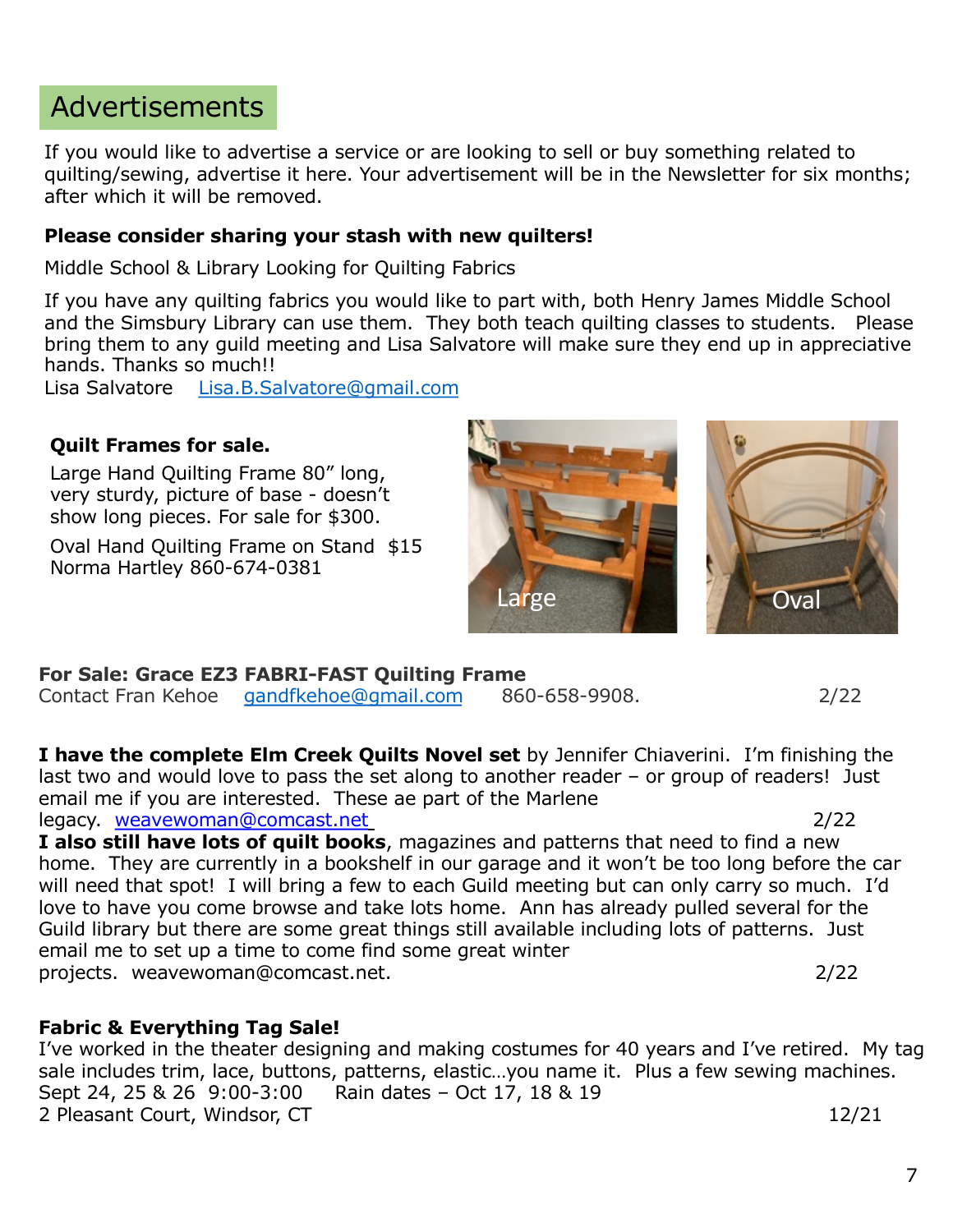## Advertisements

If you would like to advertise a service or are looking to sell or buy something related to quilting/sewing, advertise it here. Your advertisement will be in the Newsletter for six months; after which it will be removed.

**Please consider sharing your stash with new quilters!**

Middle School & Library Looking for Quilting Fabrics

If you have any quilting fabrics you would like to part with, both Henry James Middle School and the Simsbury Library can use them. They both teach quilting classes to students. Please bring them to any guild meeting and Lisa Salvatore will make sure they end up in appreciative hands. Thanks so much!!
Lisa Salvatore Lisa.B.Salvatore@gmail.com

**Quilt Frames for sale.**

Large Hand Quilting Frame 80" long, very sturdy, picture of base - doesn't show long pieces. For sale for $300.

Oval Hand Quilting Frame on Stand $15
Norma Hartley 860-674-0381

Large

Oval

**For Sale: Grace EZ3 FABRI-FAST Quilting Frame**
Contact Fran Kehoe gandfkehoe@gmail.com 860-658-9908. 2/22

**I have the complete Elm Creek Quilts Novel set** by Jennifer Chiaverini. I'm finishing the last two and would love to pass the set along to another reader – or group of readers! Just email me if you are interested. These ae part of the Marlene legacy. weavewoman@comcast.net 2/22

**I also still have lots of quilt books**, magazines and patterns that need to find a new home. They are currently in a bookshelf in our garage and it won't be too long before the car will need that spot! I will bring a few to each Guild meeting but can only carry so much. I'd love to have you come browse and take lots home. Ann has already pulled several for the Guild library but there are some great things still available including lots of patterns. Just email me to set up a time to come find some great winter projects. weavewoman@comcast.net. 2/22

**Fabric & Everything Tag Sale!**
I've worked in the theater designing and making costumes for 40 years and I've retired. My tag sale includes trim, lace, buttons, patterns, elastic…you name it. Plus a few sewing machines.
Sept 24, 25 & 26 9:00-3:00 Rain dates – Oct 17, 18 & 19
2 Pleasant Court, Windsor, CT 12/21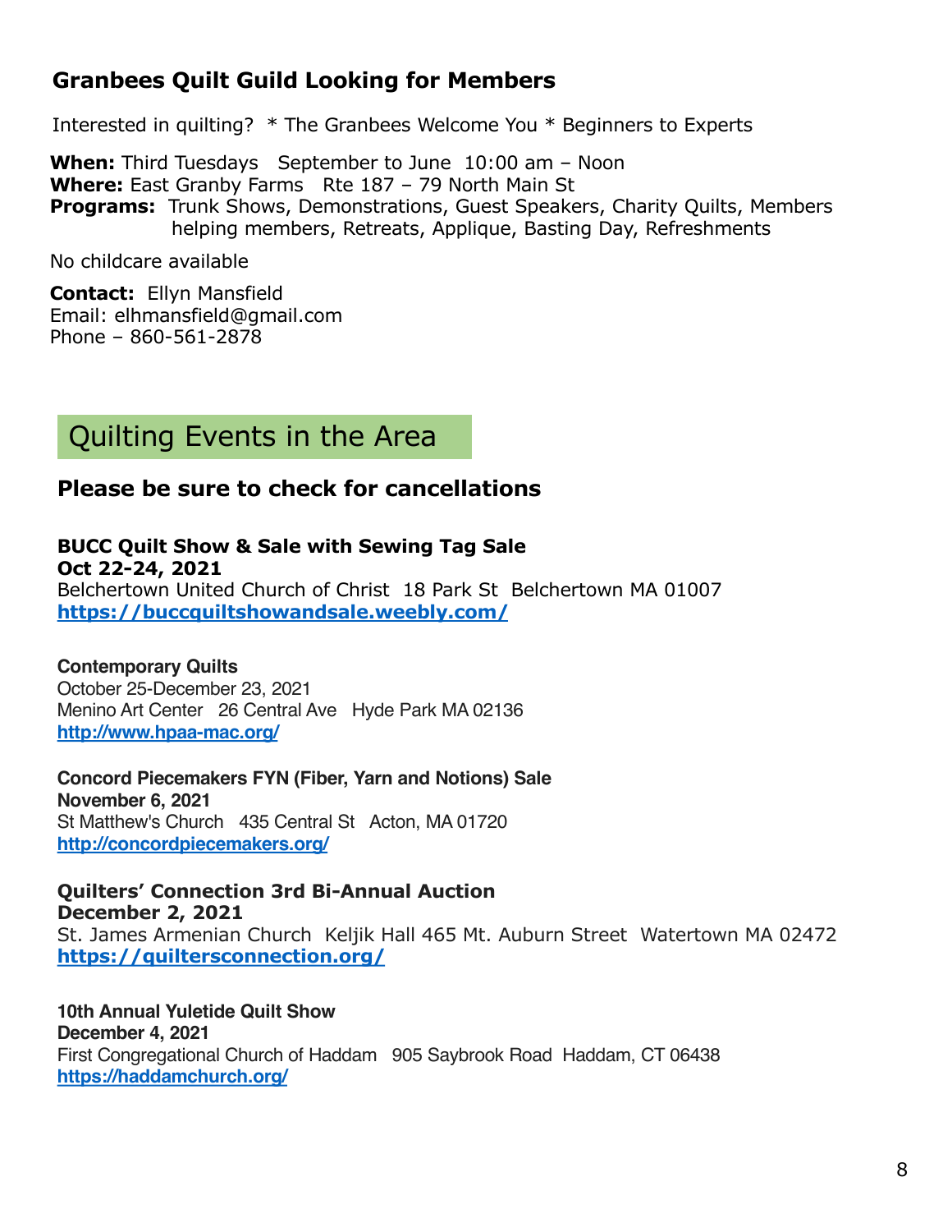## Granbees Quilt Guild Looking for Members

Interested in quilting?  * The Granbees Welcome You * Beginners to Experts

**When:** Third Tuesdays   September to June  10:00 am – Noon
**Where:** East Granby Farms   Rte 187 – 79 North Main St
**Programs:** Trunk Shows, Demonstrations, Guest Speakers, Charity Quilts, Members helping members, Retreats, Applique, Basting Day, Refreshments

No childcare available

**Contact:** Ellyn Mansfield
Email: elhmansfield@gmail.com
Phone – 860-561-2878

# Quilting Events in the Area

### Please be sure to check for cancellations

**BUCC Quilt Show & Sale with Sewing Tag Sale**
**Oct 22-24, 2021**
Belchertown United Church of Christ  18 Park St  Belchertown MA 01007
**https://buccquiltshowandsale.weebly.com/**

**Contemporary Quilts**
October 25-December 23, 2021
Menino Art Center   26 Central Ave   Hyde Park MA 02136
**http://www.hpaa-mac.org/**

**Concord Piecemakers FYN (Fiber, Yarn and Notions) Sale**
**November 6, 2021**
St Matthew's Church   435 Central St   Acton, MA 01720
**http://concordpiecemakers.org/**

**Quilters' Connection 3rd Bi-Annual Auction**
**December 2, 2021**
St. James Armenian Church  Keljik Hall 465 Mt. Auburn Street  Watertown MA 02472
**https://quiltersconnection.org/**

**10th Annual Yuletide Quilt Show**
**December 4, 2021**
First Congregational Church of Haddam   905 Saybrook Road  Haddam, CT 06438
**https://haddamchurch.org/**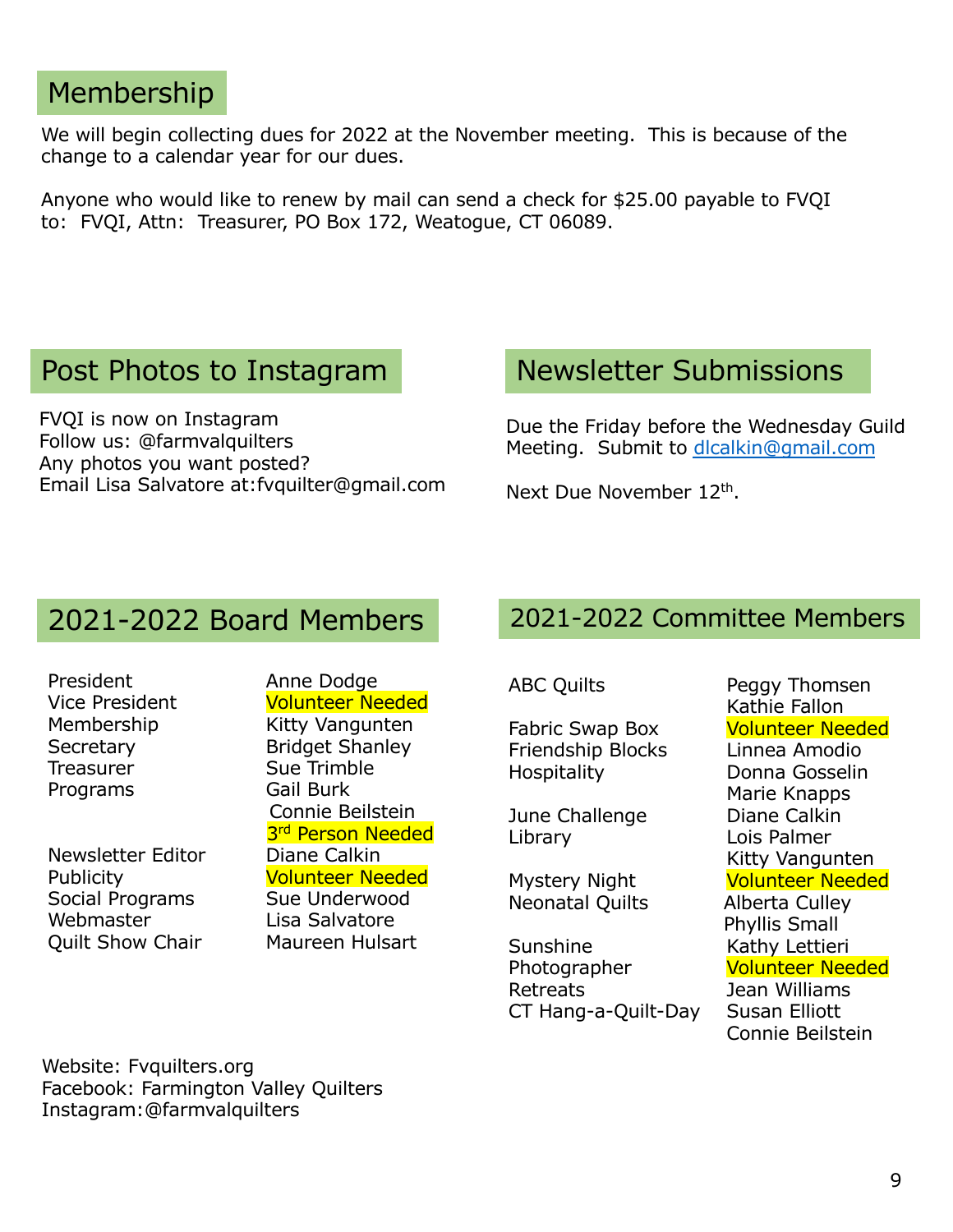## Membership

We will begin collecting dues for 2022 at the November meeting. This is because of the change to a calendar year for our dues.

Anyone who would like to renew by mail can send a check for $25.00 payable to FVQI to: FVQI, Attn: Treasurer, PO Box 172, Weatogue, CT 06089.

## Post Photos to Instagram

FVQI is now on Instagram
Follow us: @farmvalquilters
Any photos you want posted?
Email Lisa Salvatore at:fvquilter@gmail.com

## Newsletter Submissions

Due the Friday before the Wednesday Guild Meeting. Submit to dlcalkin@gmail.com

Next Due November 12th.

## 2021-2022 Board Members

| | |
|---|---|
| President | Anne Dodge |
| Vice President | Volunteer Needed |
| Membership | Kitty Vangunten |
| Secretary | Bridget Shanley |
| Treasurer | Sue Trimble |
| Programs | Gail Burk |
| | Connie Beilstein |
| | 3rd Person Needed |
| Newsletter Editor | Diane Calkin |
| Publicity | Volunteer Needed |
| Social Programs | Sue Underwood |
| Webmaster | Lisa Salvatore |
| Quilt Show Chair | Maureen Hulsart |

## 2021-2022 Committee Members

| | |
|---|---|
| ABC Quilts | Peggy Thomsen |
| | Kathie Fallon |
| Fabric Swap Box | Volunteer Needed |
| Friendship Blocks | Linnea Amodio |
| Hospitality | Donna Gosselin |
| | Marie Knapps |
| June Challenge | Diane Calkin |
| Library | Lois Palmer |
| | Kitty Vangunten |
| Mystery Night | Volunteer Needed |
| Neonatal Quilts | Alberta Culley |
| | Phyllis Small |
| Sunshine | Kathy Lettieri |
| Photographer | Volunteer Needed |
| Retreats | Jean Williams |
| CT Hang-a-Quilt-Day | Susan Elliott |
| | Connie Beilstein |

Website: Fvquilters.org
Facebook: Farmington Valley Quilters
Instagram:@farmvalquilters